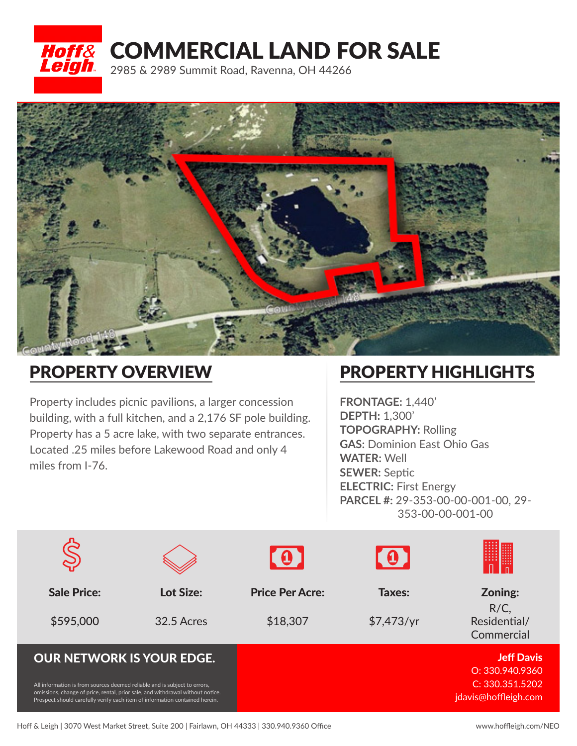# COMMERCIAL LAND FOR SALE

2985 & 2989 Summit Road, Ravenna, OH 44266

## PROPERTY OVERVIEW

Property includes picnic pavilions, a larger concession building, with a full kitchen, and a 2,176 SF pole building. Property has a 5 acre lake, with two separate entrances. Located .25 miles before Lakewood Road and only 4 miles from I-76.

## PROPERTY HIGHLIGHTS

**FRONTAGE:** 1,440'
**DEPTH:** 1,300'
**TOPOGRAPHY:** Rolling
**GAS:** Dominion East Ohio Gas
**WATER:** Well
**SEWER:** Septic
**ELECTRIC:** First Energy
**PARCEL #:** 29-353-00-00-001-00, 29-353-00-00-001-00

| Sale Price: | Lot Size: | Price Per Acre: | Taxes: | Zoning: |
|---|---|---|---|---|
| $595,000 | 32.5 Acres | $18,307 | $7,473/yr | R/C, Residential/ Commercial |

## OUR NETWORK IS YOUR EDGE.

All information is from sources deemed reliable and is subject to errors, omissions, change of price, rental, prior sale, and withdrawal without notice. Prospect should carefully verify each item of information contained herein.

**Jeff Davis**
O: 330.940.9360
C: 330.351.5202
jdavis@hoffleigh.com

Hoff & Leigh | 3070 West Market Street, Suite 200 | Fairlawn, OH 44333 | 330.940.9360 Office

www.hoffleigh.com/NEO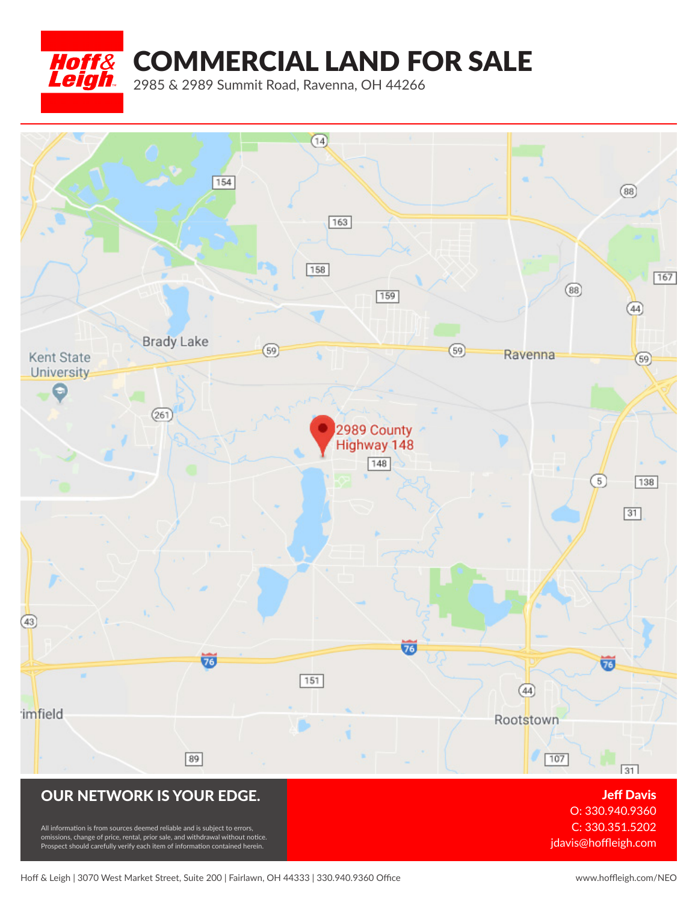# COMMERCIAL LAND FOR SALE

2985 & 2989 Summit Road, Ravenna, OH 44266

Kent State University

Brady Lake

Ravenna

2989 County Highway 148

Rootstown

rimfield

**OUR NETWORK IS YOUR EDGE.**

All information is from sources deemed reliable and is subject to errors, omissions, change of price, rental, prior sale, and withdrawal without notice. Prospect should carefully verify each item of information contained herein.

**Jeff Davis**
O: 330.940.9360
C: 330.351.5202
jdavis@hoffleigh.com

Hoff & Leigh | 3070 West Market Street, Suite 200 | Fairlawn, OH 44333 | 330.940.9360 Office

www.hoffleigh.com/NEO